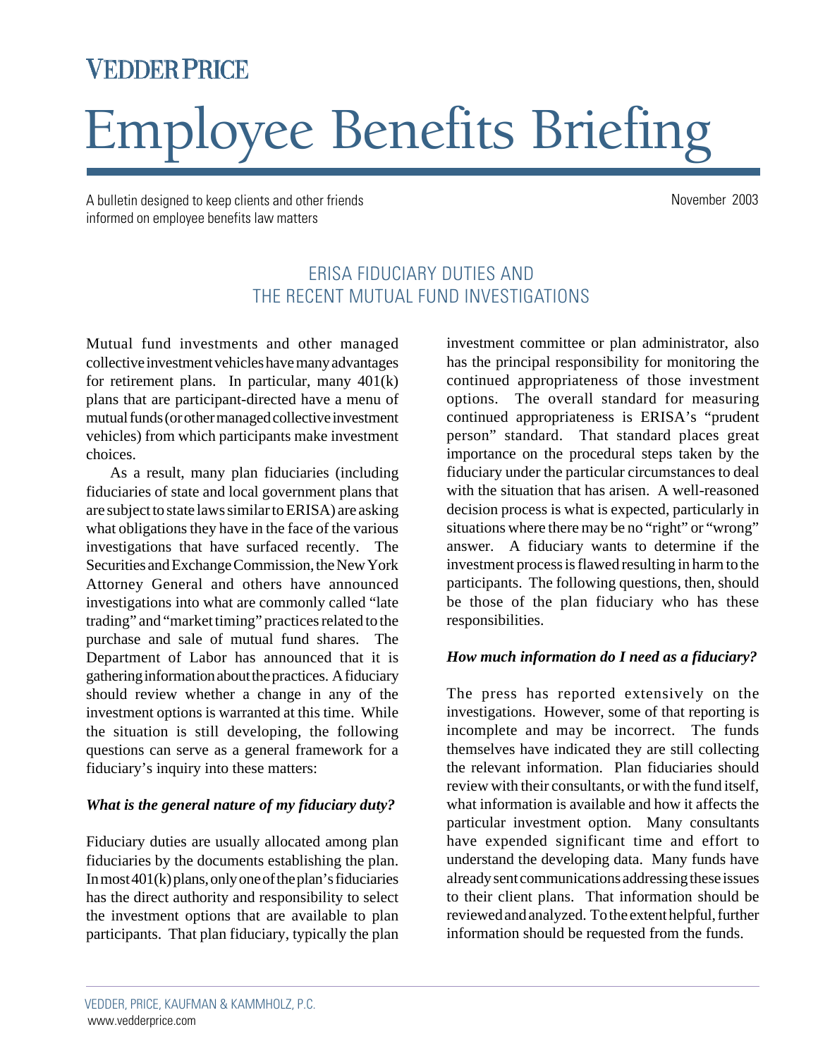VEDDER PRICE

# Employee Benefits Briefing

A bulletin designed to keep clients and other friends informed on employee benefits law matters

November 2003

## ERISA FIDUCIARY DUTIES AND THE RECENT MUTUAL FUND INVESTIGATIONS

Mutual fund investments and other managed collective investment vehicles have many advantages for retirement plans. In particular, many 401(k) plans that are participant-directed have a menu of mutual funds (or other managed collective investment vehicles) from which participants make investment choices.

As a result, many plan fiduciaries (including fiduciaries of state and local government plans that are subject to state laws similar to ERISA) are asking what obligations they have in the face of the various investigations that have surfaced recently. The Securities and Exchange Commission, the New York Attorney General and others have announced investigations into what are commonly called "late trading" and "market timing" practices related to the purchase and sale of mutual fund shares. The Department of Labor has announced that it is gathering information about the practices. A fiduciary should review whether a change in any of the investment options is warranted at this time. While the situation is still developing, the following questions can serve as a general framework for a fiduciary's inquiry into these matters:

***What is the general nature of my fiduciary duty?***

Fiduciary duties are usually allocated among plan fiduciaries by the documents establishing the plan. In most 401(k) plans, only one of the plan's fiduciaries has the direct authority and responsibility to select the investment options that are available to plan participants. That plan fiduciary, typically the plan investment committee or plan administrator, also has the principal responsibility for monitoring the continued appropriateness of those investment options. The overall standard for measuring continued appropriateness is ERISA's "prudent person" standard. That standard places great importance on the procedural steps taken by the fiduciary under the particular circumstances to deal with the situation that has arisen. A well-reasoned decision process is what is expected, particularly in situations where there may be no "right" or "wrong" answer. A fiduciary wants to determine if the investment process is flawed resulting in harm to the participants. The following questions, then, should be those of the plan fiduciary who has these responsibilities.

***How much information do I need as a fiduciary?***

The press has reported extensively on the investigations. However, some of that reporting is incomplete and may be incorrect. The funds themselves have indicated they are still collecting the relevant information. Plan fiduciaries should review with their consultants, or with the fund itself, what information is available and how it affects the particular investment option. Many consultants have expended significant time and effort to understand the developing data. Many funds have already sent communications addressing these issues to their client plans. That information should be reviewed and analyzed. To the extent helpful, further information should be requested from the funds.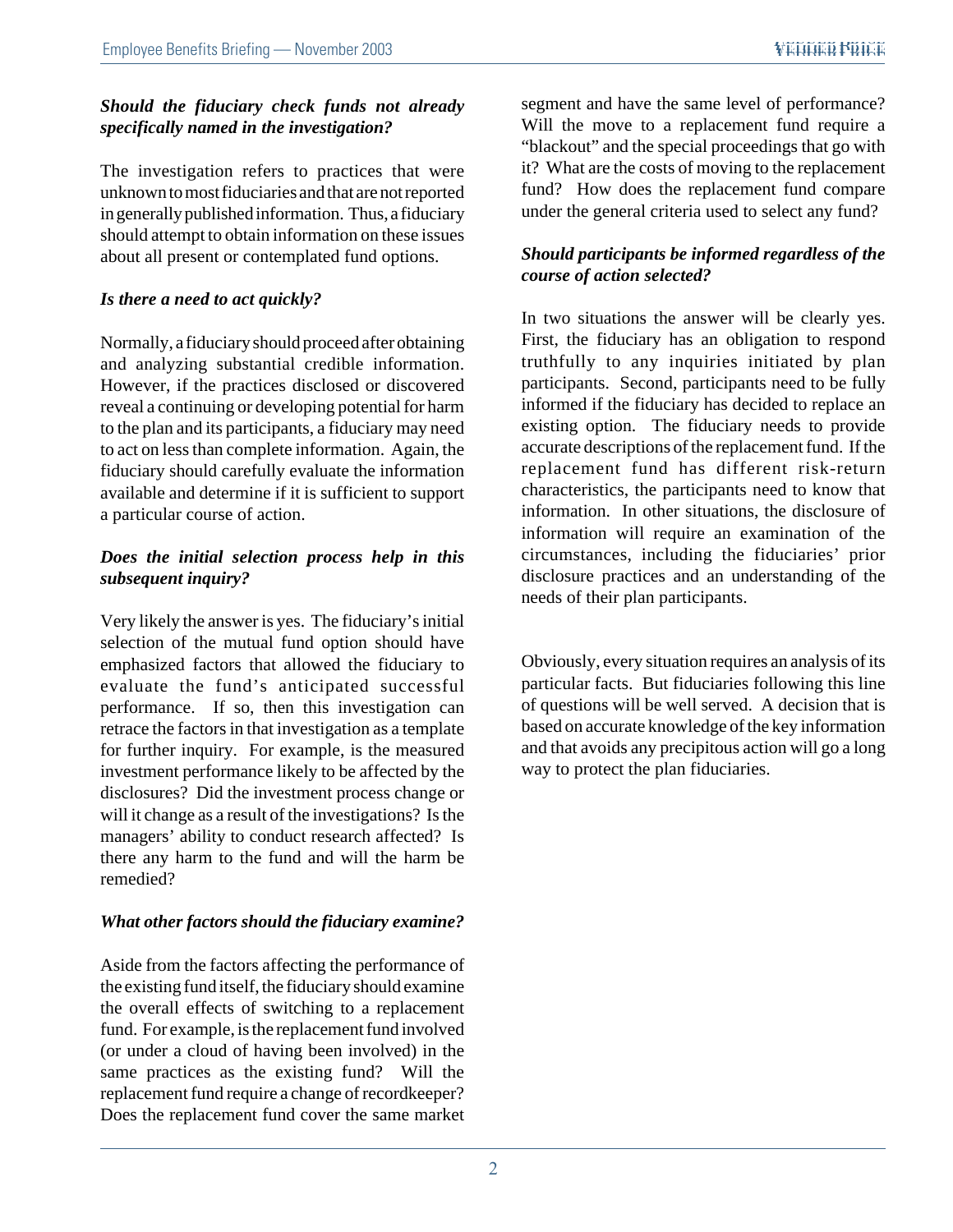***Should the fiduciary check funds not already specifically named in the investigation?***

The investigation refers to practices that were unknown to most fiduciaries and that are not reported in generally published information. Thus, a fiduciary should attempt to obtain information on these issues about all present or contemplated fund options.

***Is there a need to act quickly?***

Normally, a fiduciary should proceed after obtaining and analyzing substantial credible information. However, if the practices disclosed or discovered reveal a continuing or developing potential for harm to the plan and its participants, a fiduciary may need to act on less than complete information. Again, the fiduciary should carefully evaluate the information available and determine if it is sufficient to support a particular course of action.

***Does the initial selection process help in this subsequent inquiry?***

Very likely the answer is yes. The fiduciary's initial selection of the mutual fund option should have emphasized factors that allowed the fiduciary to evaluate the fund's anticipated successful performance. If so, then this investigation can retrace the factors in that investigation as a template for further inquiry. For example, is the measured investment performance likely to be affected by the disclosures? Did the investment process change or will it change as a result of the investigations? Is the managers' ability to conduct research affected? Is there any harm to the fund and will the harm be remedied?

***What other factors should the fiduciary examine?***

Aside from the factors affecting the performance of the existing fund itself, the fiduciary should examine the overall effects of switching to a replacement fund. For example, is the replacement fund involved (or under a cloud of having been involved) in the same practices as the existing fund? Will the replacement fund require a change of recordkeeper? Does the replacement fund cover the same market segment and have the same level of performance? Will the move to a replacement fund require a "blackout" and the special proceedings that go with it? What are the costs of moving to the replacement fund? How does the replacement fund compare under the general criteria used to select any fund?

***Should participants be informed regardless of the course of action selected?***

In two situations the answer will be clearly yes. First, the fiduciary has an obligation to respond truthfully to any inquiries initiated by plan participants. Second, participants need to be fully informed if the fiduciary has decided to replace an existing option. The fiduciary needs to provide accurate descriptions of the replacement fund. If the replacement fund has different risk-return characteristics, the participants need to know that information. In other situations, the disclosure of information will require an examination of the circumstances, including the fiduciaries' prior disclosure practices and an understanding of the needs of their plan participants.

Obviously, every situation requires an analysis of its particular facts. But fiduciaries following this line of questions will be well served. A decision that is based on accurate knowledge of the key information and that avoids any precipitous action will go a long way to protect the plan fiduciaries.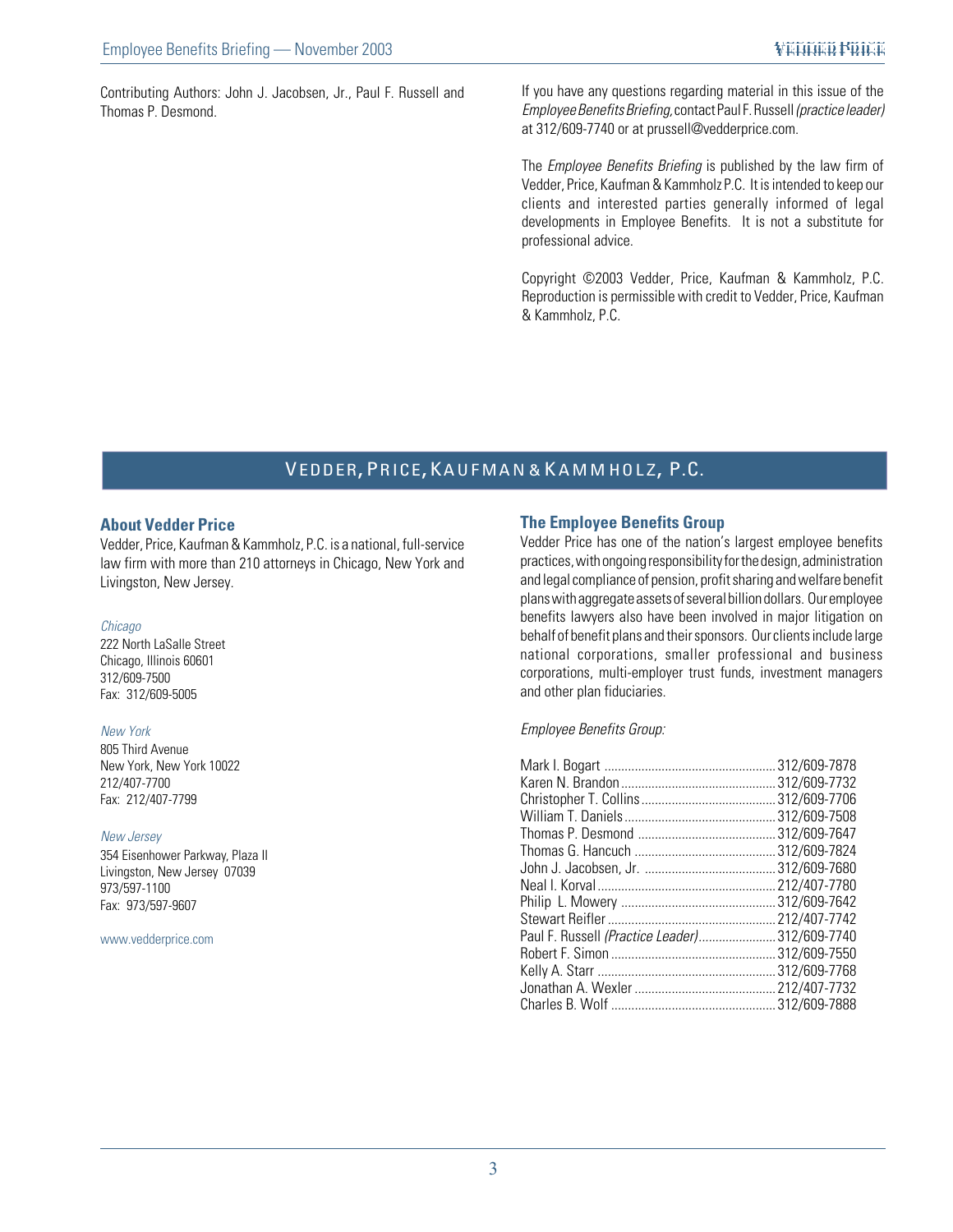Contributing Authors: John J. Jacobsen, Jr., Paul F. Russell and Thomas P. Desmond.

If you have any questions regarding material in this issue of the *Employee Benefits Briefing,* contact Paul F. Russell *(practice leader)* at 312/609-7740 or at prussell@vedderprice.com.

The *Employee Benefits Briefing* is published by the law firm of Vedder, Price, Kaufman & Kammholz P.C. It is intended to keep our clients and interested parties generally informed of legal developments in Employee Benefits. It is not a substitute for professional advice.

Copyright ©2003 Vedder, Price, Kaufman & Kammholz, P.C. Reproduction is permissible with credit to Vedder, Price, Kaufman & Kammholz, P.C.

## VEDDER, PRICE, KAUFMAN & KAMMHOLZ, P.C.

### About Vedder Price

Vedder, Price, Kaufman & Kammholz, P.C. is a national, full-service law firm with more than 210 attorneys in Chicago, New York and Livingston, New Jersey.

*Chicago*
222 North LaSalle Street
Chicago, Illinois 60601
312/609-7500
Fax: 312/609-5005

*New York*
805 Third Avenue
New York, New York 10022
212/407-7700
Fax: 212/407-7799

*New Jersey*
354 Eisenhower Parkway, Plaza II
Livingston, New Jersey 07039
973/597-1100
Fax: 973/597-9607

www.vedderprice.com

### The Employee Benefits Group

Vedder Price has one of the nation's largest employee benefits practices, with ongoing responsibility for the design, administration and legal compliance of pension, profit sharing and welfare benefit plans with aggregate assets of several billion dollars. Our employee benefits lawyers also have been involved in major litigation on behalf of benefit plans and their sponsors. Our clients include large national corporations, smaller professional and business corporations, multi-employer trust funds, investment managers and other plan fiduciaries.

*Employee Benefits Group:*

| | |
|---|---|
| Mark I. Bogart | 312/609-7878 |
| Karen N. Brandon | 312/609-7732 |
| Christopher T. Collins | 312/609-7706 |
| William T. Daniels | 312/609-7508 |
| Thomas P. Desmond | 312/609-7647 |
| Thomas G. Hancuch | 312/609-7824 |
| John J. Jacobsen, Jr. | 312/609-7680 |
| Neal I. Korval | 212/407-7780 |
| Philip L. Mowery | 312/609-7642 |
| Stewart Reifler | 212/407-7742 |
| Paul F. Russell *(Practice Leader)* | 312/609-7740 |
| Robert F. Simon | 312/609-7550 |
| Kelly A. Starr | 312/609-7768 |
| Jonathan A. Wexler | 212/407-7732 |
| Charles B. Wolf | 312/609-7888 |